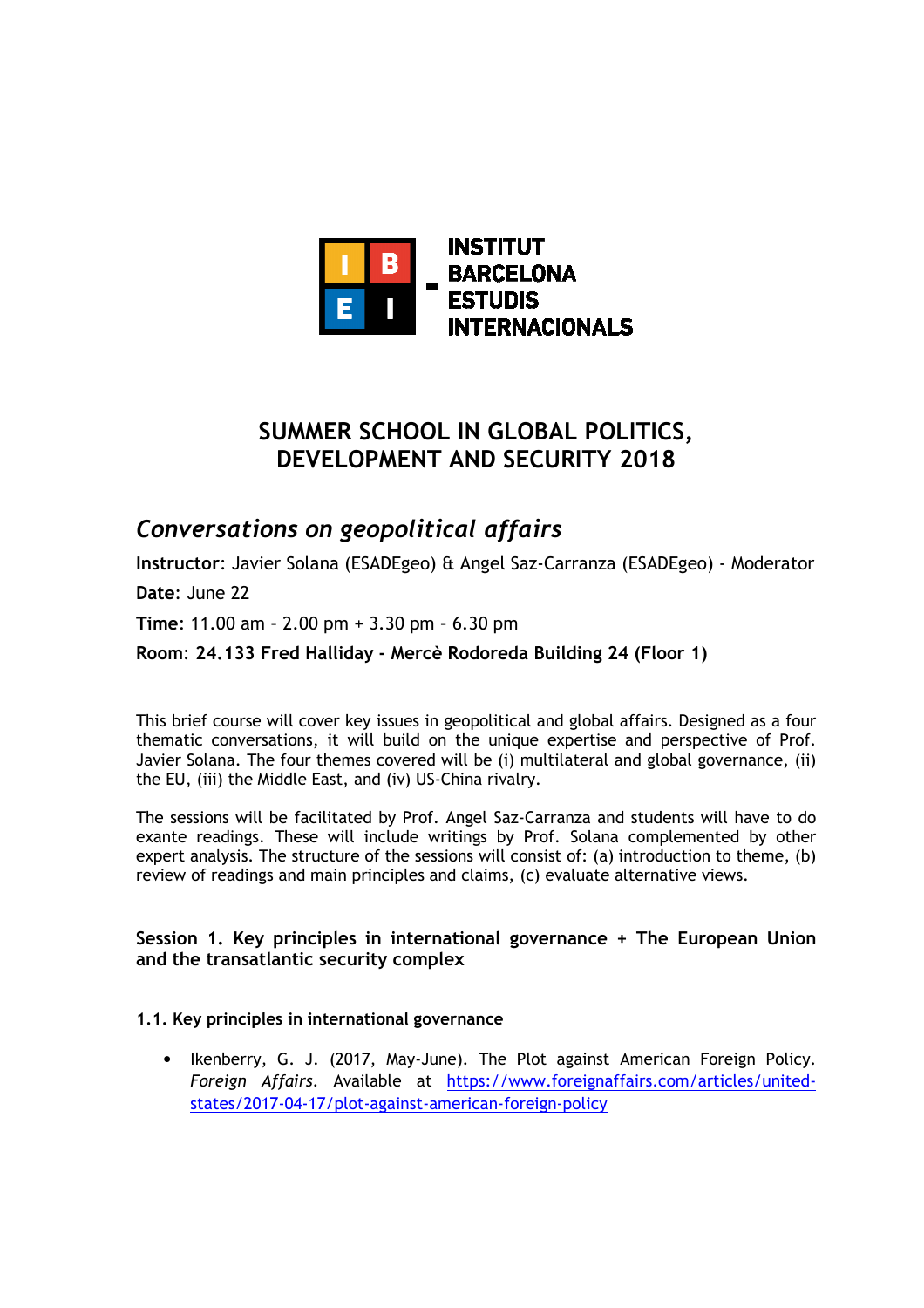INSTITUT BARCELONA ESTUDIS INTERNACIONALS

# SUMMER SCHOOL IN GLOBAL POLITICS, DEVELOPMENT AND SECURITY 2018

## *Conversations on geopolitical affairs*

**Instructor**: Javier Solana (ESADEgeo) & Angel Saz-Carranza (ESADEgeo) - Moderator

**Date**: June 22

**Time**: 11.00 am – 2.00 pm + 3.30 pm – 6.30 pm

**Room: 24.133 Fred Halliday - Mercè Rodoreda Building 24 (Floor 1)**

This brief course will cover key issues in geopolitical and global affairs. Designed as a four thematic conversations, it will build on the unique expertise and perspective of Prof. Javier Solana. The four themes covered will be (i) multilateral and global governance, (ii) the EU, (iii) the Middle East, and (iv) US-China rivalry.

The sessions will be facilitated by Prof. Angel Saz-Carranza and students will have to do exante readings. These will include writings by Prof. Solana complemented by other expert analysis. The structure of the sessions will consist of: (a) introduction to theme, (b) review of readings and main principles and claims, (c) evaluate alternative views.

### Session 1. Key principles in international governance + The European Union and the transatlantic security complex

#### 1.1. Key principles in international governance

- Ikenberry, G. J. (2017, May-June). The Plot against American Foreign Policy. *Foreign Affairs*. Available at https://www.foreignaffairs.com/articles/united-states/2017-04-17/plot-against-american-foreign-policy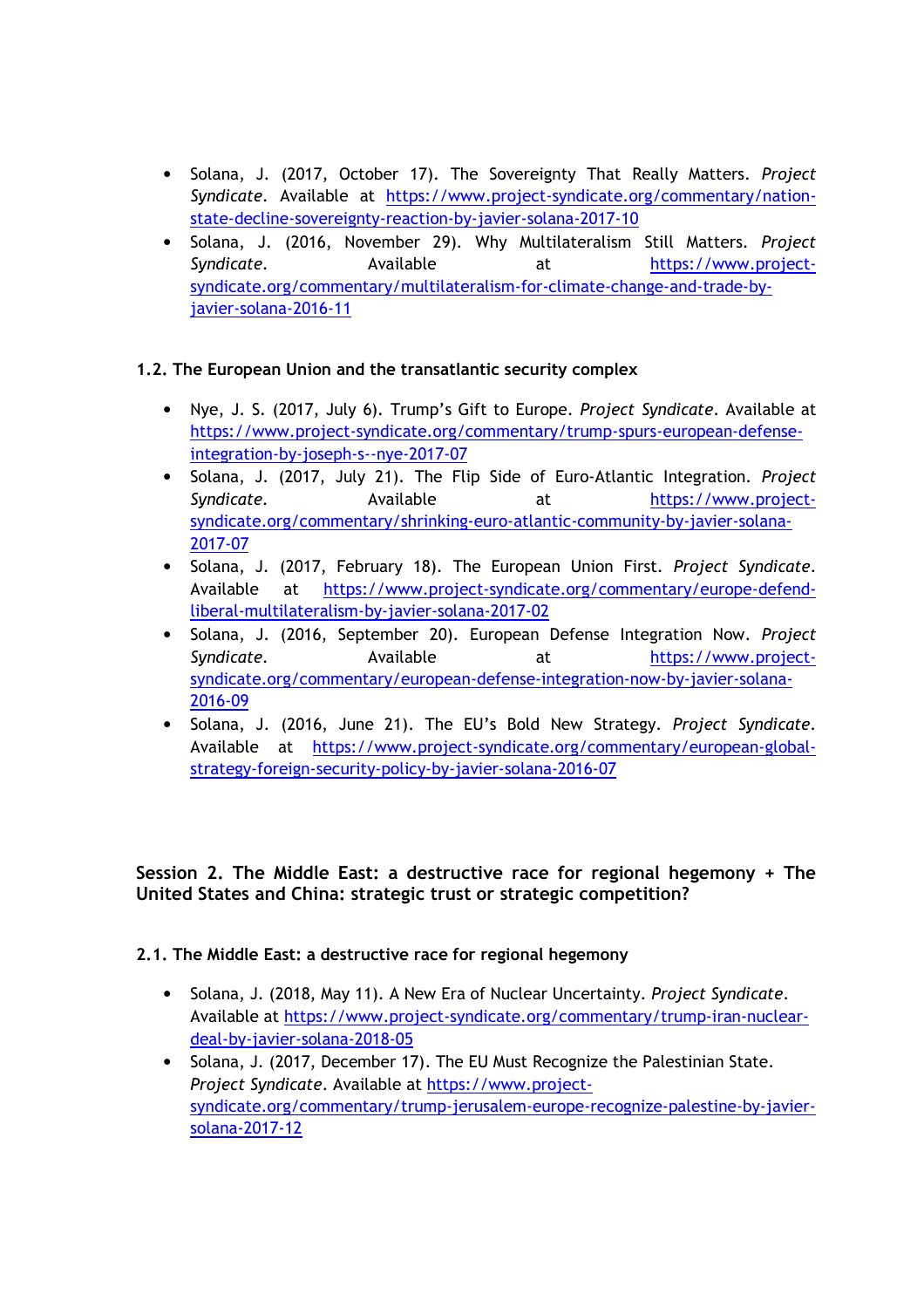- Solana, J. (2017, October 17). The Sovereignty That Really Matters. *Project Syndicate*. Available at https://www.project-syndicate.org/commentary/nation-state-decline-sovereignty-reaction-by-javier-solana-2017-10
- Solana, J. (2016, November 29). Why Multilateralism Still Matters. *Project Syndicate*. Available at https://www.project-syndicate.org/commentary/multilateralism-for-climate-change-and-trade-by-javier-solana-2016-11

### 1.2. The European Union and the transatlantic security complex

- Nye, J. S. (2017, July 6). Trump's Gift to Europe. *Project Syndicate*. Available at https://www.project-syndicate.org/commentary/trump-spurs-european-defense-integration-by-joseph-s--nye-2017-07
- Solana, J. (2017, July 21). The Flip Side of Euro-Atlantic Integration. *Project Syndicate*. Available at https://www.project-syndicate.org/commentary/shrinking-euro-atlantic-community-by-javier-solana-2017-07
- Solana, J. (2017, February 18). The European Union First. *Project Syndicate*. Available at https://www.project-syndicate.org/commentary/europe-defend-liberal-multilateralism-by-javier-solana-2017-02
- Solana, J. (2016, September 20). European Defense Integration Now. *Project Syndicate*. Available at https://www.project-syndicate.org/commentary/european-defense-integration-now-by-javier-solana-2016-09
- Solana, J. (2016, June 21). The EU's Bold New Strategy. *Project Syndicate*. Available at https://www.project-syndicate.org/commentary/european-global-strategy-foreign-security-policy-by-javier-solana-2016-07

## Session 2. The Middle East: a destructive race for regional hegemony + The United States and China: strategic trust or strategic competition?

### 2.1. The Middle East: a destructive race for regional hegemony

- Solana, J. (2018, May 11). A New Era of Nuclear Uncertainty. *Project Syndicate*. Available at https://www.project-syndicate.org/commentary/trump-iran-nuclear-deal-by-javier-solana-2018-05
- Solana, J. (2017, December 17). The EU Must Recognize the Palestinian State. *Project Syndicate*. Available at https://www.project-syndicate.org/commentary/trump-jerusalem-europe-recognize-palestine-by-javier-solana-2017-12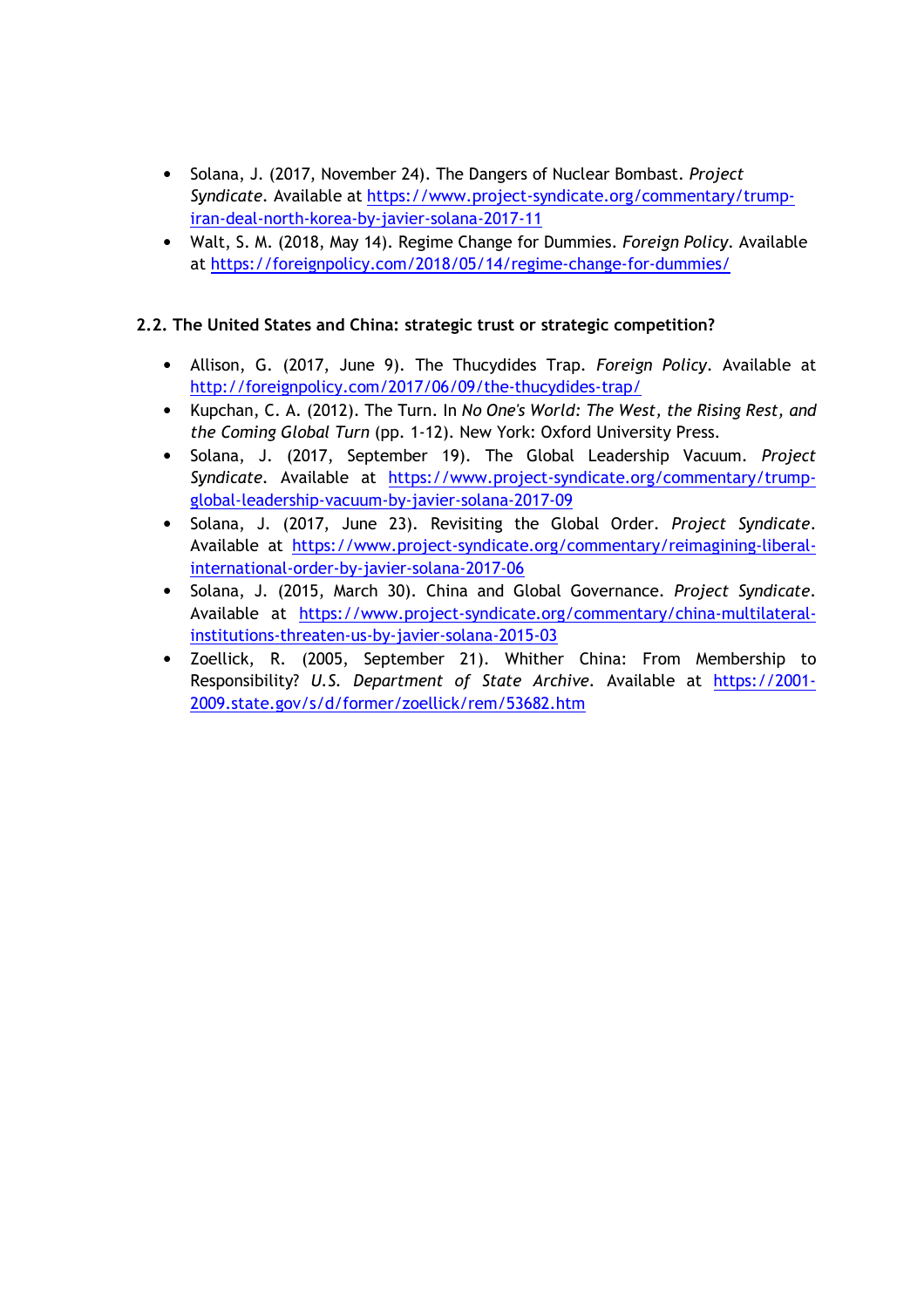- Solana, J. (2017, November 24). The Dangers of Nuclear Bombast. *Project Syndicate*. Available at https://www.project-syndicate.org/commentary/trump-iran-deal-north-korea-by-javier-solana-2017-11
- Walt, S. M. (2018, May 14). Regime Change for Dummies. *Foreign Policy*. Available at https://foreignpolicy.com/2018/05/14/regime-change-for-dummies/

**2.2. The United States and China: strategic trust or strategic competition?**

- Allison, G. (2017, June 9). The Thucydides Trap. *Foreign Policy*. Available at http://foreignpolicy.com/2017/06/09/the-thucydides-trap/
- Kupchan, C. A. (2012). The Turn. In *No One's World: The West, the Rising Rest, and the Coming Global Turn* (pp. 1-12). New York: Oxford University Press.
- Solana, J. (2017, September 19). The Global Leadership Vacuum. *Project Syndicate*. Available at https://www.project-syndicate.org/commentary/trump-global-leadership-vacuum-by-javier-solana-2017-09
- Solana, J. (2017, June 23). Revisiting the Global Order. *Project Syndicate*. Available at https://www.project-syndicate.org/commentary/reimagining-liberal-international-order-by-javier-solana-2017-06
- Solana, J. (2015, March 30). China and Global Governance. *Project Syndicate*. Available at https://www.project-syndicate.org/commentary/china-multilateral-institutions-threaten-us-by-javier-solana-2015-03
- Zoellick, R. (2005, September 21). Whither China: From Membership to Responsibility? *U.S. Department of State Archive*. Available at https://2001-2009.state.gov/s/d/former/zoellick/rem/53682.htm